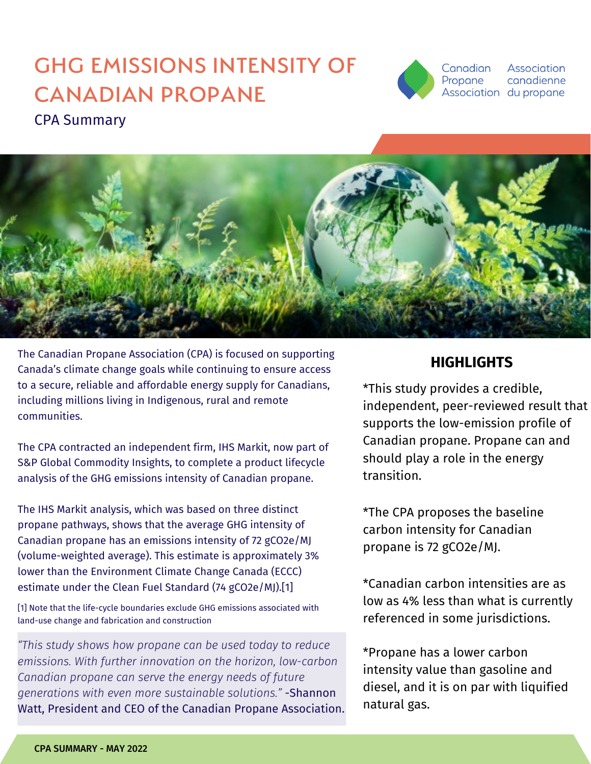# GHG EMISSIONS INTENSITY OF CANADIAN PROPANE

CPA Summary

Canadian Propane Association | Association canadienne du propane

The Canadian Propane Association (CPA) is focused on supporting Canada's climate change goals while continuing to ensure access to a secure, reliable and affordable energy supply for Canadians, including millions living in Indigenous, rural and remote communities.

The CPA contracted an independent firm, IHS Markit, now part of S&P Global Commodity Insights, to complete a product lifecycle analysis of the GHG emissions intensity of Canadian propane.

The IHS Markit analysis, which was based on three distinct propane pathways, shows that the average GHG intensity of Canadian propane has an emissions intensity of 72 gCO2e/MJ (volume-weighted average). This estimate is approximately 3% lower than the Environment Climate Change Canada (ECCC) estimate under the Clean Fuel Standard (74 gCO2e/MJ).[1]

[1] Note that the life-cycle boundaries exclude GHG emissions associated with land-use change and fabrication and construction

*"This study shows how propane can be used today to reduce emissions. With further innovation on the horizon, low-carbon Canadian propane can serve the energy needs of future generations with even more sustainable solutions."* -Shannon Watt, President and CEO of the Canadian Propane Association.

## HIGHLIGHTS

*This study provides a credible, independent, peer-reviewed result that supports the low-emission profile of Canadian propane. Propane can and should play a role in the energy transition.

*The CPA proposes the baseline carbon intensity for Canadian propane is 72 gCO2e/MJ.

*Canadian carbon intensities are as low as 4% less than what is currently referenced in some jurisdictions.

*Propane has a lower carbon intensity value than gasoline and diesel, and it is on par with liquified natural gas.

CPA SUMMARY - MAY 2022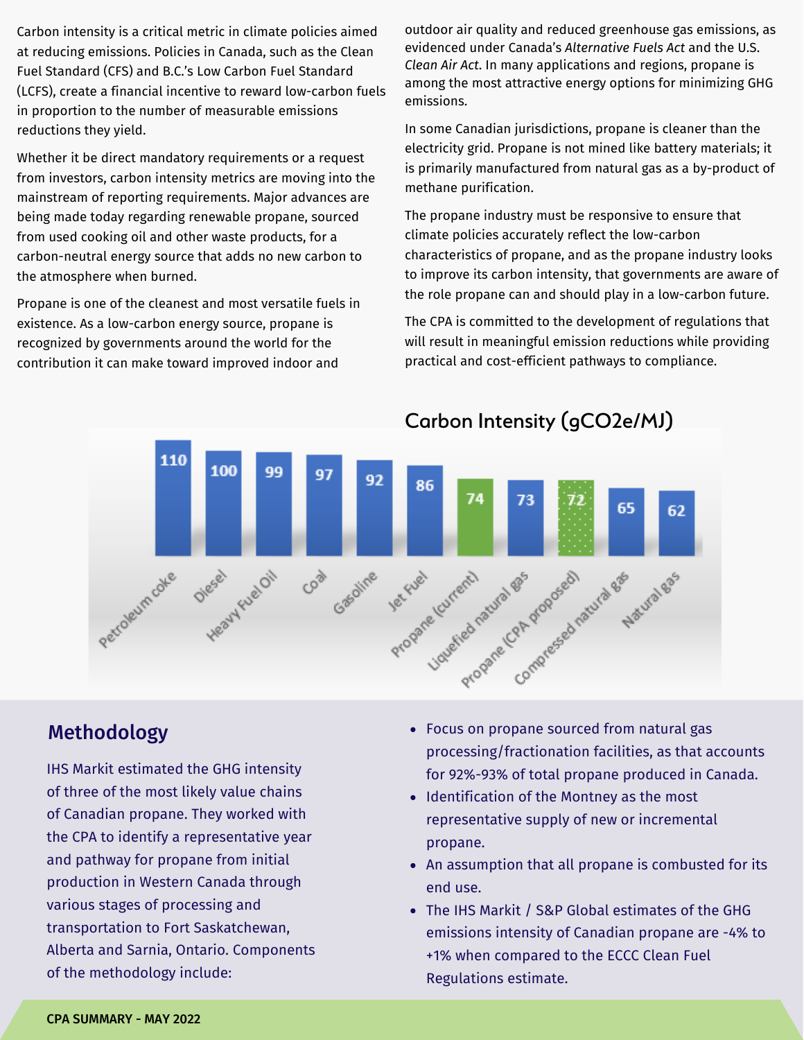Carbon intensity is a critical metric in climate policies aimed at reducing emissions. Policies in Canada, such as the Clean Fuel Standard (CFS) and B.C.'s Low Carbon Fuel Standard (LCFS), create a financial incentive to reward low-carbon fuels in proportion to the number of measurable emissions reductions they yield.

Whether it be direct mandatory requirements or a request from investors, carbon intensity metrics are moving into the mainstream of reporting requirements. Major advances are being made today regarding renewable propane, sourced from used cooking oil and other waste products, for a carbon-neutral energy source that adds no new carbon to the atmosphere when burned.

Propane is one of the cleanest and most versatile fuels in existence. As a low-carbon energy source, propane is recognized by governments around the world for the contribution it can make toward improved indoor and outdoor air quality and reduced greenhouse gas emissions, as evidenced under Canada's *Alternative Fuels Act* and the U.S. *Clean Air Act*. In many applications and regions, propane is among the most attractive energy options for minimizing GHG emissions.

In some Canadian jurisdictions, propane is cleaner than the electricity grid. Propane is not mined like battery materials; it is primarily manufactured from natural gas as a by-product of methane purification.

The propane industry must be responsive to ensure that climate policies accurately reflect the low-carbon characteristics of propane, and as the propane industry looks to improve its carbon intensity, that governments are aware of the role propane can and should play in a low-carbon future.

The CPA is committed to the development of regulations that will result in meaningful emission reductions while providing practical and cost-efficient pathways to compliance.

## Carbon Intensity (gCO2e/MJ)

| Fuel | Carbon Intensity (gCO2e/MJ) |
|---|---|
| Petroleum coke | 110 |
| Diesel | 100 |
| Heavy Fuel Oil | 99 |
| Coal | 97 |
| Gasoline | 92 |
| Jet Fuel | 86 |
| Propane (current) | 74 |
| Liquefied natural gas | 73 |
| Propane (CPA proposed) | 72 |
| Compressed natural gas | 65 |
| Natural gas | 62 |

## Methodology

IHS Markit estimated the GHG intensity of three of the most likely value chains of Canadian propane. They worked with the CPA to identify a representative year and pathway for propane from initial production in Western Canada through various stages of processing and transportation to Fort Saskatchewan, Alberta and Sarnia, Ontario. Components of the methodology include:

- Focus on propane sourced from natural gas processing/fractionation facilities, as that accounts for 92%-93% of total propane produced in Canada.
- Identification of the Montney as the most representative supply of new or incremental propane.
- An assumption that all propane is combusted for its end use.
- The IHS Markit / S&P Global estimates of the GHG emissions intensity of Canadian propane are -4% to +1% when compared to the ECCC Clean Fuel Regulations estimate.

CPA SUMMARY - MAY 2022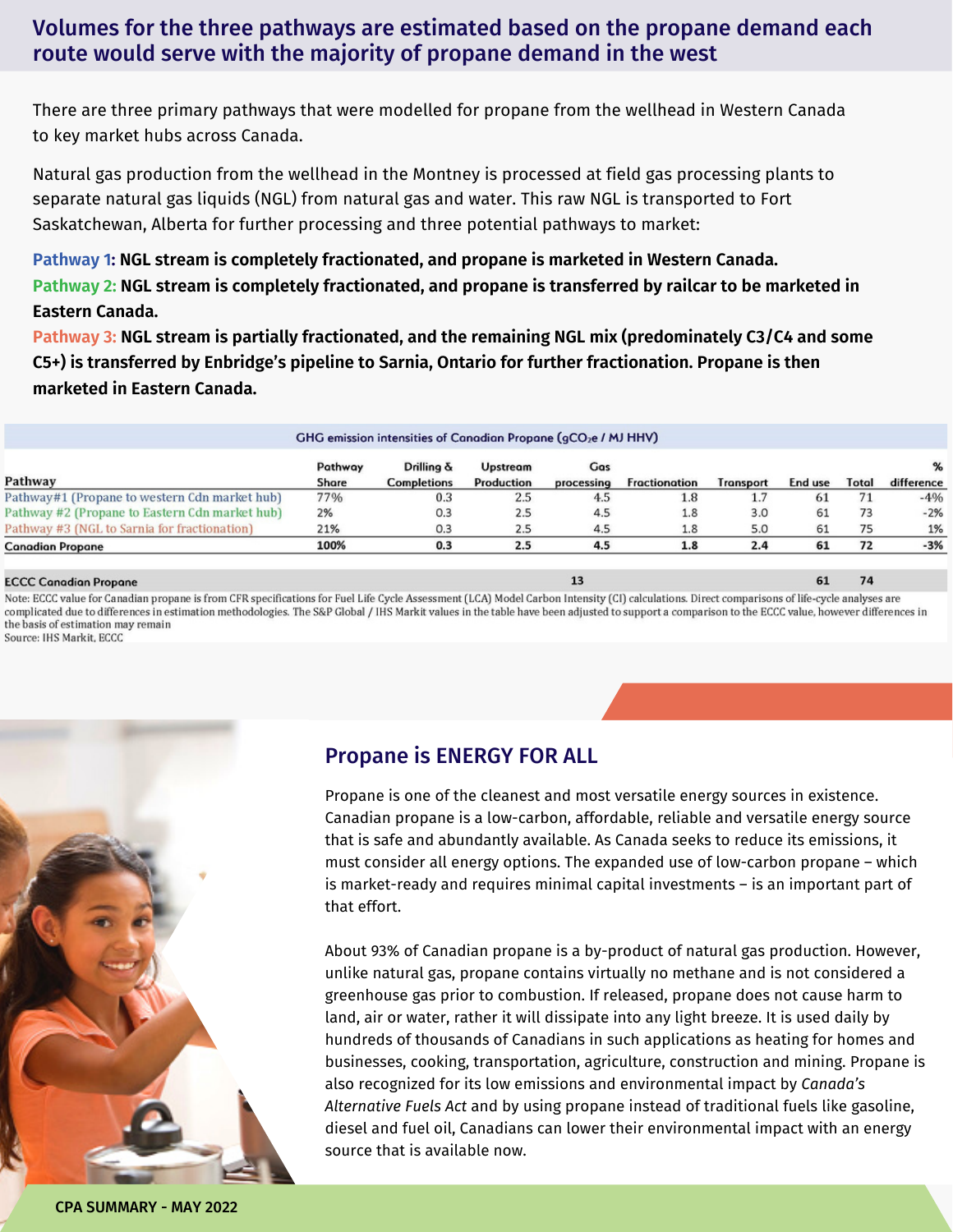## Volumes for the three pathways are estimated based on the propane demand each route would serve with the majority of propane demand in the west

There are three primary pathways that were modelled for propane from the wellhead in Western Canada to key market hubs across Canada.

Natural gas production from the wellhead in the Montney is processed at field gas processing plants to separate natural gas liquids (NGL) from natural gas and water. This raw NGL is transported to Fort Saskatchewan, Alberta for further processing and three potential pathways to market:

**Pathway 1: NGL stream is completely fractionated, and propane is marketed in Western Canada.**
**Pathway 2: NGL stream is completely fractionated, and propane is transferred by railcar to be marketed in Eastern Canada.**
**Pathway 3: NGL stream is partially fractionated, and the remaining NGL mix (predominately C3/C4 and some C5+) is transferred by Enbridge's pipeline to Sarnia, Ontario for further fractionation. Propane is then marketed in Eastern Canada.**

GHG emission intensities of Canadian Propane ($gCO_2e$ / MJ HHV)

| Pathway | Pathway Share | Drilling & Completions | Upstream Production | Gas processing | Fractionation | Transport | End use | Total | % difference |
|---|---|---|---|---|---|---|---|---|---|
| Pathway#1 (Propane to western Cdn market hub) | 77% | 0.3 | 2.5 | 4.5 | 1.8 | 1.7 | 61 | 71 | -4% |
| Pathway #2 (Propane to Eastern Cdn market hub) | 2% | 0.3 | 2.5 | 4.5 | 1.8 | 3.0 | 61 | 73 | -2% |
| Pathway #3 (NGL to Sarnia for fractionation) | 21% | 0.3 | 2.5 | 4.5 | 1.8 | 5.0 | 61 | 75 | 1% |
| **Canadian Propane** | **100%** | **0.3** | **2.5** | **4.5** | **1.8** | **2.4** | **61** | **72** | **-3%** |
| | | | | | | | | | |
| **ECCC Canadian Propane** | | | | 13 | | | 61 | 74 | |

Note: ECCC value for Canadian propane is from CFR specifications for Fuel Life Cycle Assessment (LCA) Model Carbon Intensity (CI) calculations. Direct comparisons of life-cycle analyses are complicated due to differences in estimation methodologies. The S&P Global / IHS Markit values in the table have been adjusted to support a comparison to the ECCC value, however differences in the basis of estimation may remain
Source: IHS Markit, ECCC

## Propane is ENERGY FOR ALL

Propane is one of the cleanest and most versatile energy sources in existence. Canadian propane is a low-carbon, affordable, reliable and versatile energy source that is safe and abundantly available. As Canada seeks to reduce its emissions, it must consider all energy options. The expanded use of low-carbon propane – which is market-ready and requires minimal capital investments – is an important part of that effort.

About 93% of Canadian propane is a by-product of natural gas production. However, unlike natural gas, propane contains virtually no methane and is not considered a greenhouse gas prior to combustion. If released, propane does not cause harm to land, air or water, rather it will dissipate into any light breeze. It is used daily by hundreds of thousands of Canadians in such applications as heating for homes and businesses, cooking, transportation, agriculture, construction and mining. Propane is also recognized for its low emissions and environmental impact by *Canada's Alternative Fuels Act* and by using propane instead of traditional fuels like gasoline, diesel and fuel oil, Canadians can lower their environmental impact with an energy source that is available now.